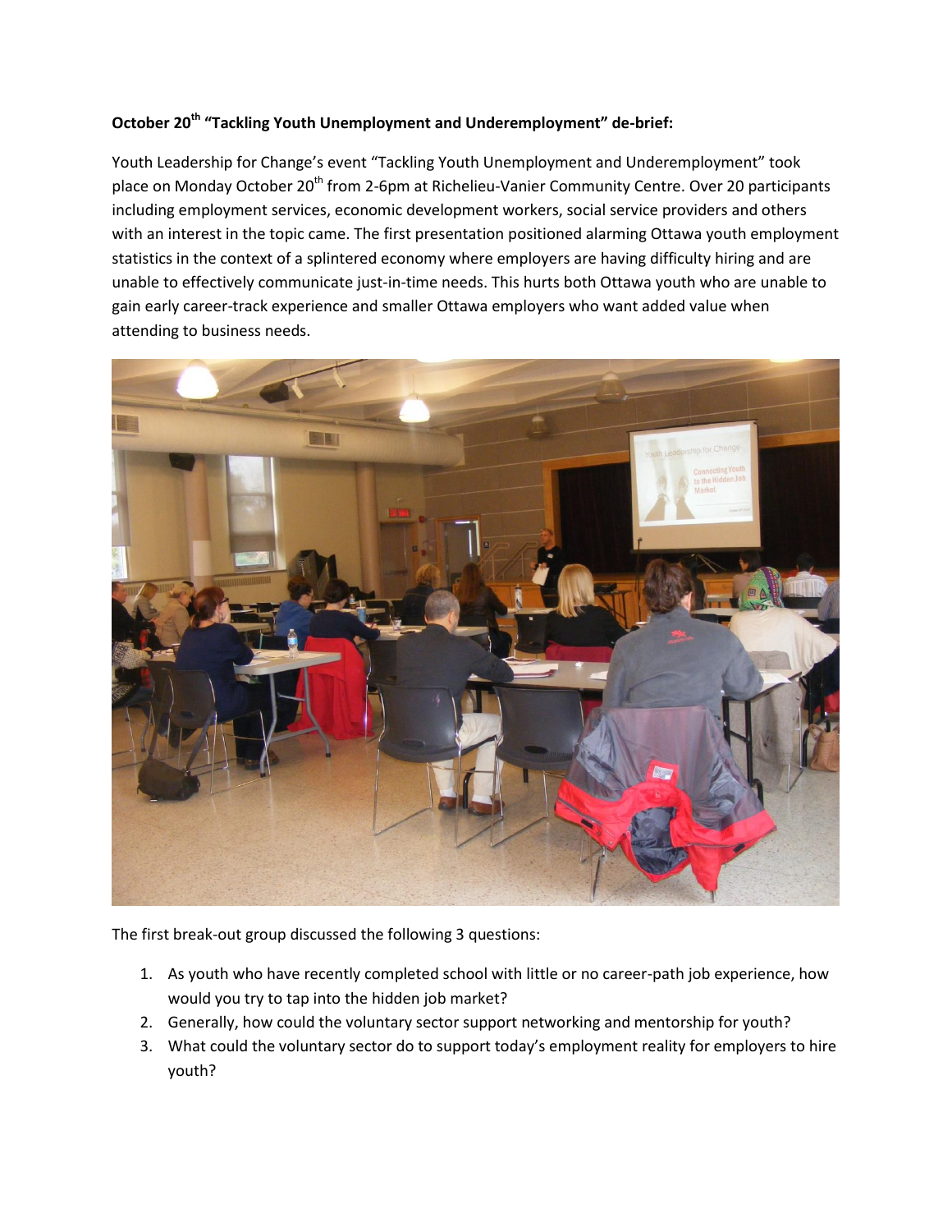**October 20th "Tackling Youth Unemployment and Underemployment" de-brief:**

Youth Leadership for Change's event "Tackling Youth Unemployment and Underemployment" took place on Monday October 20th from 2-6pm at Richelieu-Vanier Community Centre. Over 20 participants including employment services, economic development workers, social service providers and others with an interest in the topic came. The first presentation positioned alarming Ottawa youth employment statistics in the context of a splintered economy where employers are having difficulty hiring and are unable to effectively communicate just-in-time needs. This hurts both Ottawa youth who are unable to gain early career-track experience and smaller Ottawa employers who want added value when attending to business needs.

The first break-out group discussed the following 3 questions:

1. As youth who have recently completed school with little or no career-path job experience, how would you try to tap into the hidden job market?
2. Generally, how could the voluntary sector support networking and mentorship for youth?
3. What could the voluntary sector do to support today's employment reality for employers to hire youth?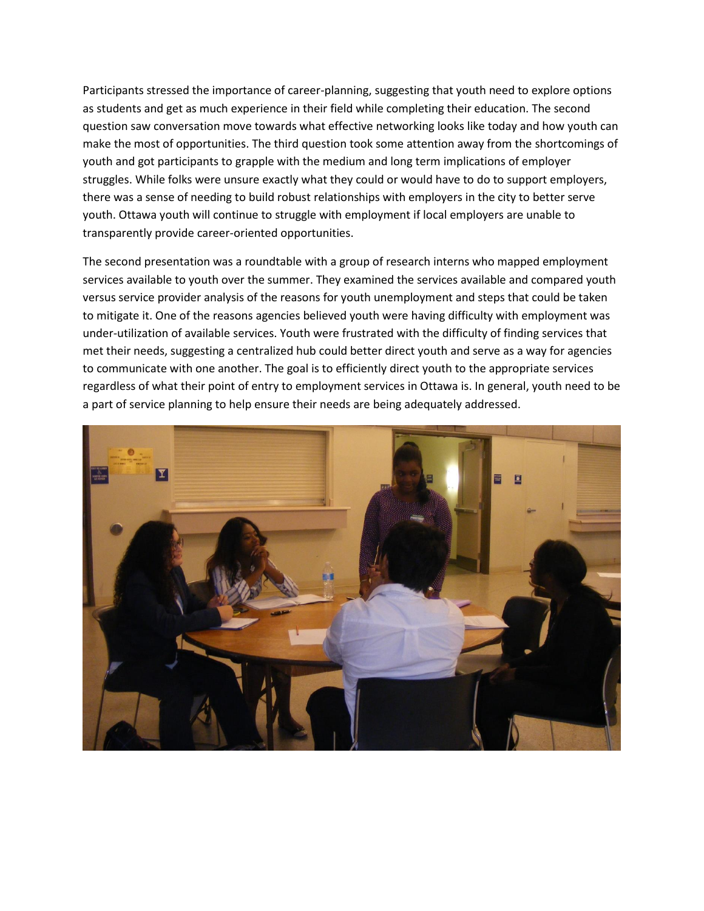Participants stressed the importance of career-planning, suggesting that youth need to explore options as students and get as much experience in their field while completing their education. The second question saw conversation move towards what effective networking looks like today and how youth can make the most of opportunities. The third question took some attention away from the shortcomings of youth and got participants to grapple with the medium and long term implications of employer struggles. While folks were unsure exactly what they could or would have to do to support employers, there was a sense of needing to build robust relationships with employers in the city to better serve youth. Ottawa youth will continue to struggle with employment if local employers are unable to transparently provide career-oriented opportunities.

The second presentation was a roundtable with a group of research interns who mapped employment services available to youth over the summer. They examined the services available and compared youth versus service provider analysis of the reasons for youth unemployment and steps that could be taken to mitigate it. One of the reasons agencies believed youth were having difficulty with employment was under-utilization of available services. Youth were frustrated with the difficulty of finding services that met their needs, suggesting a centralized hub could better direct youth and serve as a way for agencies to communicate with one another. The goal is to efficiently direct youth to the appropriate services regardless of what their point of entry to employment services in Ottawa is. In general, youth need to be a part of service planning to help ensure their needs are being adequately addressed.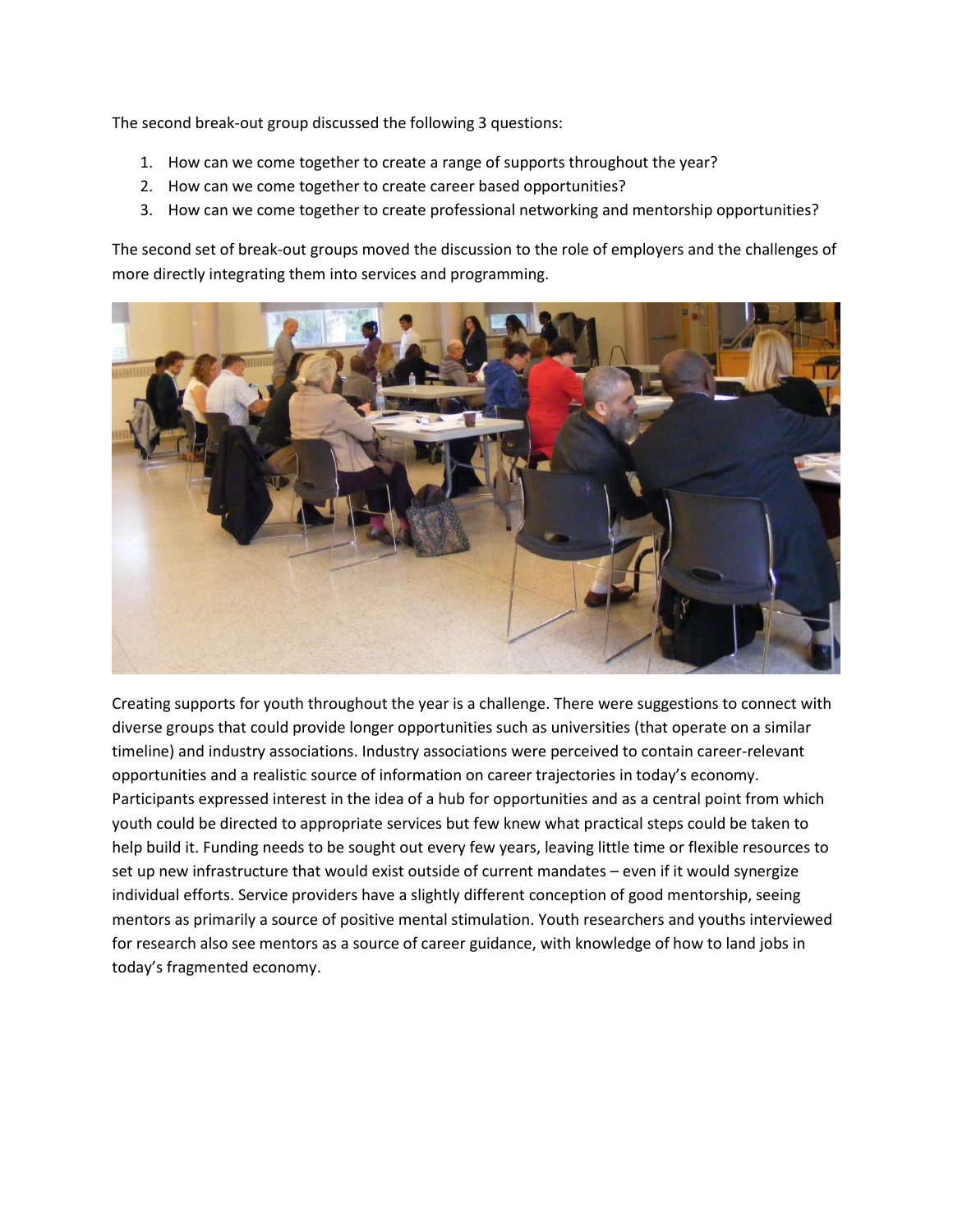The second break-out group discussed the following 3 questions:

1. How can we come together to create a range of supports throughout the year?
2. How can we come together to create career based opportunities?
3. How can we come together to create professional networking and mentorship opportunities?

The second set of break-out groups moved the discussion to the role of employers and the challenges of more directly integrating them into services and programming.

Creating supports for youth throughout the year is a challenge. There were suggestions to connect with diverse groups that could provide longer opportunities such as universities (that operate on a similar timeline) and industry associations. Industry associations were perceived to contain career-relevant opportunities and a realistic source of information on career trajectories in today's economy. Participants expressed interest in the idea of a hub for opportunities and as a central point from which youth could be directed to appropriate services but few knew what practical steps could be taken to help build it. Funding needs to be sought out every few years, leaving little time or flexible resources to set up new infrastructure that would exist outside of current mandates – even if it would synergize individual efforts. Service providers have a slightly different conception of good mentorship, seeing mentors as primarily a source of positive mental stimulation. Youth researchers and youths interviewed for research also see mentors as a source of career guidance, with knowledge of how to land jobs in today's fragmented economy.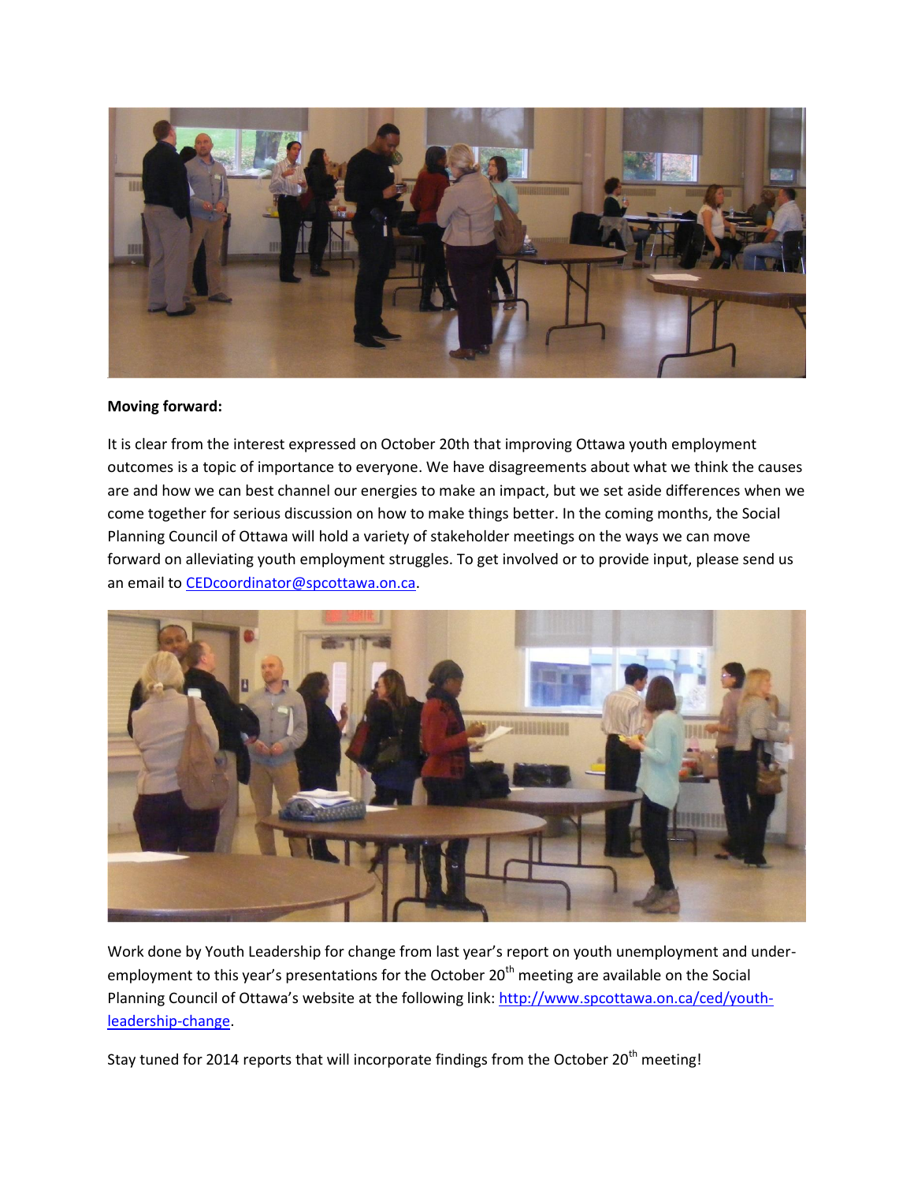**Moving forward:**

It is clear from the interest expressed on October 20th that improving Ottawa youth employment outcomes is a topic of importance to everyone. We have disagreements about what we think the causes are and how we can best channel our energies to make an impact, but we set aside differences when we come together for serious discussion on how to make things better. In the coming months, the Social Planning Council of Ottawa will hold a variety of stakeholder meetings on the ways we can move forward on alleviating youth employment struggles. To get involved or to provide input, please send us an email to CEDcoordinator@spcottawa.on.ca.

Work done by Youth Leadership for change from last year's report on youth unemployment and under-employment to this year's presentations for the October 20th meeting are available on the Social Planning Council of Ottawa's website at the following link: http://www.spcottawa.on.ca/ced/youth-leadership-change.

Stay tuned for 2014 reports that will incorporate findings from the October 20th meeting!